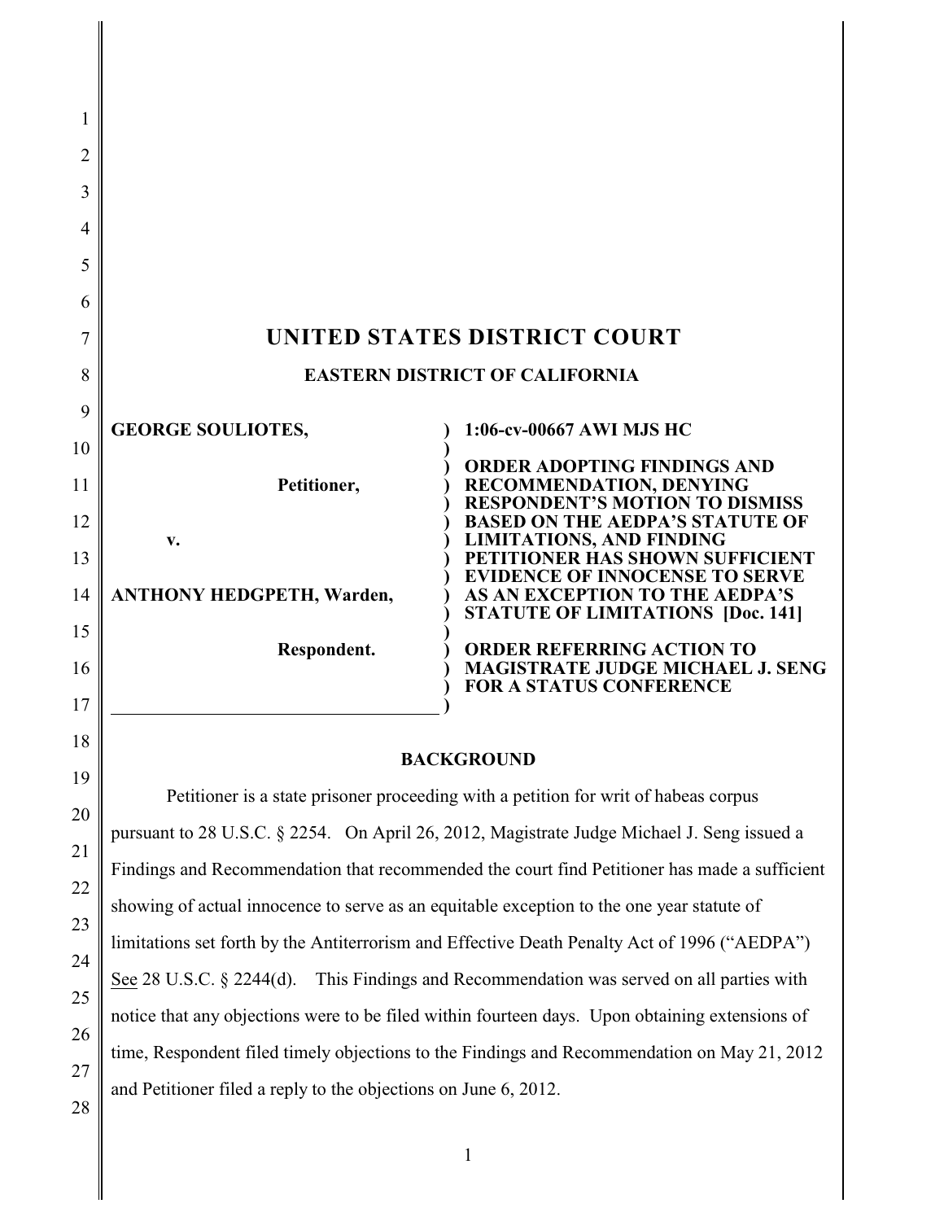# UNITED STATES DISTRICT COURT

## EASTERN DISTRICT OF CALIFORNIA

| | |
|---|---|
| **GEORGE SOULIOTES,**<br><br>**Petitioner,**<br><br>**v.**<br><br>**ANTHONY HEDGPETH, Warden,**<br><br>**Respondent.** | **1:06-cv-00667 AWI MJS HC**<br><br>**ORDER ADOPTING FINDINGS AND RECOMMENDATION, DENYING RESPONDENT'S MOTION TO DISMISS BASED ON THE AEDPA'S STATUTE OF LIMITATIONS, AND FINDING PETITIONER HAS SHOWN SUFFICIENT EVIDENCE OF INNOCENSE TO SERVE AS AN EXCEPTION TO THE AEDPA'S STATUTE OF LIMITATIONS [Doc. 141]**<br><br>**ORDER REFERRING ACTION TO MAGISTRATE JUDGE MICHAEL J. SENG FOR A STATUS CONFERENCE** |

## BACKGROUND

Petitioner is a state prisoner proceeding with a petition for writ of habeas corpus pursuant to 28 U.S.C. § 2254. On April 26, 2012, Magistrate Judge Michael J. Seng issued a Findings and Recommendation that recommended the court find Petitioner has made a sufficient showing of actual innocence to serve as an equitable exception to the one year statute of limitations set forth by the Antiterrorism and Effective Death Penalty Act of 1996 ("AEDPA") See 28 U.S.C. § 2244(d). This Findings and Recommendation was served on all parties with notice that any objections were to be filed within fourteen days. Upon obtaining extensions of time, Respondent filed timely objections to the Findings and Recommendation on May 21, 2012 and Petitioner filed a reply to the objections on June 6, 2012.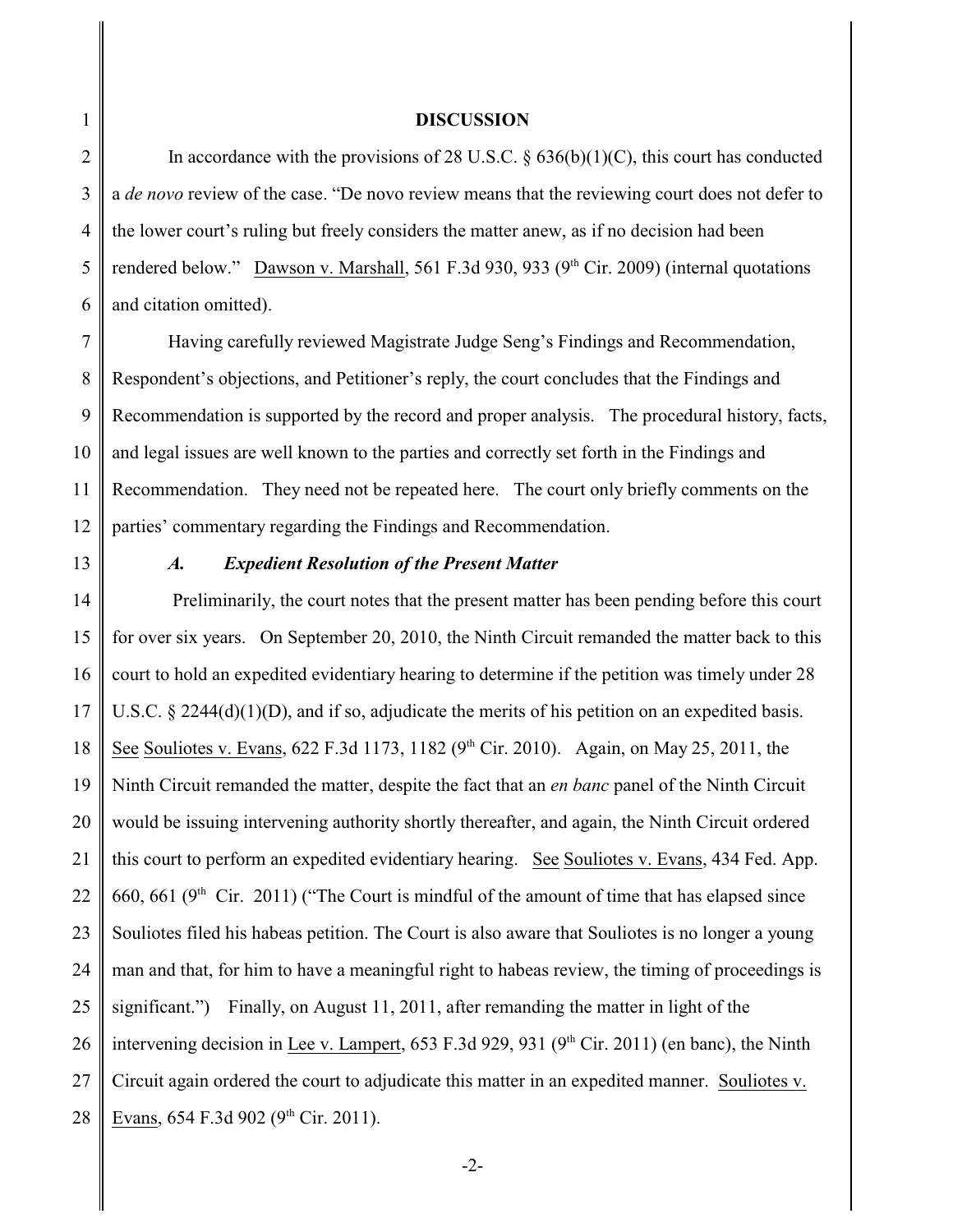## DISCUSSION

In accordance with the provisions of 28 U.S.C. § 636(b)(1)(C), this court has conducted a *de novo* review of the case. "De novo review means that the reviewing court does not defer to the lower court's ruling but freely considers the matter anew, as if no decision had been rendered below." Dawson v. Marshall, 561 F.3d 930, 933 (9th Cir. 2009) (internal quotations and citation omitted).

Having carefully reviewed Magistrate Judge Seng's Findings and Recommendation, Respondent's objections, and Petitioner's reply, the court concludes that the Findings and Recommendation is supported by the record and proper analysis. The procedural history, facts, and legal issues are well known to the parties and correctly set forth in the Findings and Recommendation. They need not be repeated here. The court only briefly comments on the parties' commentary regarding the Findings and Recommendation.

### *A. Expedient Resolution of the Present Matter*

Preliminarily, the court notes that the present matter has been pending before this court for over six years. On September 20, 2010, the Ninth Circuit remanded the matter back to this court to hold an expedited evidentiary hearing to determine if the petition was timely under 28 U.S.C. § 2244(d)(1)(D), and if so, adjudicate the merits of his petition on an expedited basis. See Souliotes v. Evans, 622 F.3d 1173, 1182 (9th Cir. 2010). Again, on May 25, 2011, the Ninth Circuit remanded the matter, despite the fact that an *en banc* panel of the Ninth Circuit would be issuing intervening authority shortly thereafter, and again, the Ninth Circuit ordered this court to perform an expedited evidentiary hearing. See Souliotes v. Evans, 434 Fed. App. 660, 661 (9th Cir. 2011) ("The Court is mindful of the amount of time that has elapsed since Souliotes filed his habeas petition. The Court is also aware that Souliotes is no longer a young man and that, for him to have a meaningful right to habeas review, the timing of proceedings is significant.") Finally, on August 11, 2011, after remanding the matter in light of the intervening decision in Lee v. Lampert, 653 F.3d 929, 931 (9th Cir. 2011) (en banc), the Ninth Circuit again ordered the court to adjudicate this matter in an expedited manner. Souliotes v. Evans, 654 F.3d 902 (9th Cir. 2011).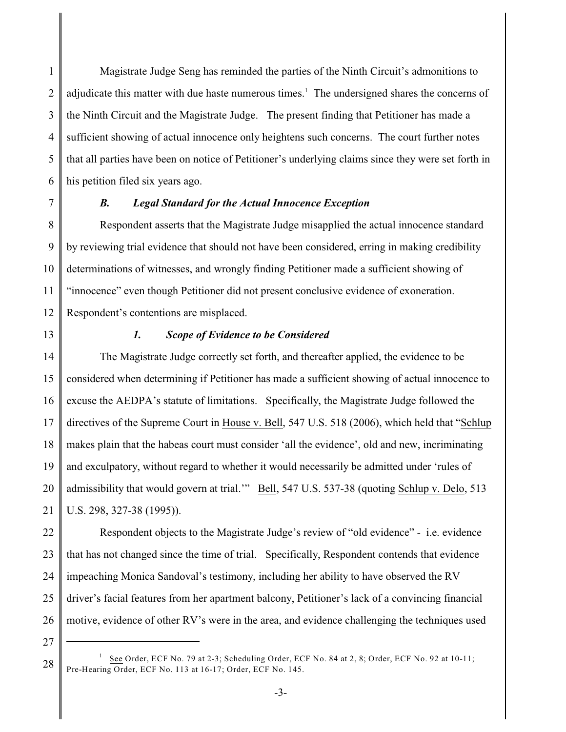Magistrate Judge Seng has reminded the parties of the Ninth Circuit's admonitions to adjudicate this matter with due haste numerous times.[1] The undersigned shares the concerns of the Ninth Circuit and the Magistrate Judge. The present finding that Petitioner has made a sufficient showing of actual innocence only heightens such concerns. The court further notes that all parties have been on notice of Petitioner's underlying claims since they were set forth in his petition filed six years ago.

### *B. Legal Standard for the Actual Innocence Exception*

Respondent asserts that the Magistrate Judge misapplied the actual innocence standard by reviewing trial evidence that should not have been considered, erring in making credibility determinations of witnesses, and wrongly finding Petitioner made a sufficient showing of "innocence" even though Petitioner did not present conclusive evidence of exoneration. Respondent's contentions are misplaced.

#### *1. Scope of Evidence to be Considered*

The Magistrate Judge correctly set forth, and thereafter applied, the evidence to be considered when determining if Petitioner has made a sufficient showing of actual innocence to excuse the AEDPA's statute of limitations. Specifically, the Magistrate Judge followed the directives of the Supreme Court in House v. Bell, 547 U.S. 518 (2006), which held that "Schlup makes plain that the habeas court must consider 'all the evidence', old and new, incriminating and exculpatory, without regard to whether it would necessarily be admitted under 'rules of admissibility that would govern at trial.'" Bell, 547 U.S. 537-38 (quoting Schlup v. Delo, 513 U.S. 298, 327-38 (1995)).

Respondent objects to the Magistrate Judge's review of "old evidence" - i.e. evidence that has not changed since the time of trial. Specifically, Respondent contends that evidence impeaching Monica Sandoval's testimony, including her ability to have observed the RV driver's facial features from her apartment balcony, Petitioner's lack of a convincing financial motive, evidence of other RV's were in the area, and evidence challenging the techniques used

---

[1] See Order, ECF No. 79 at 2-3; Scheduling Order, ECF No. 84 at 2, 8; Order, ECF No. 92 at 10-11; Pre-Hearing Order, ECF No. 113 at 16-17; Order, ECF No. 145.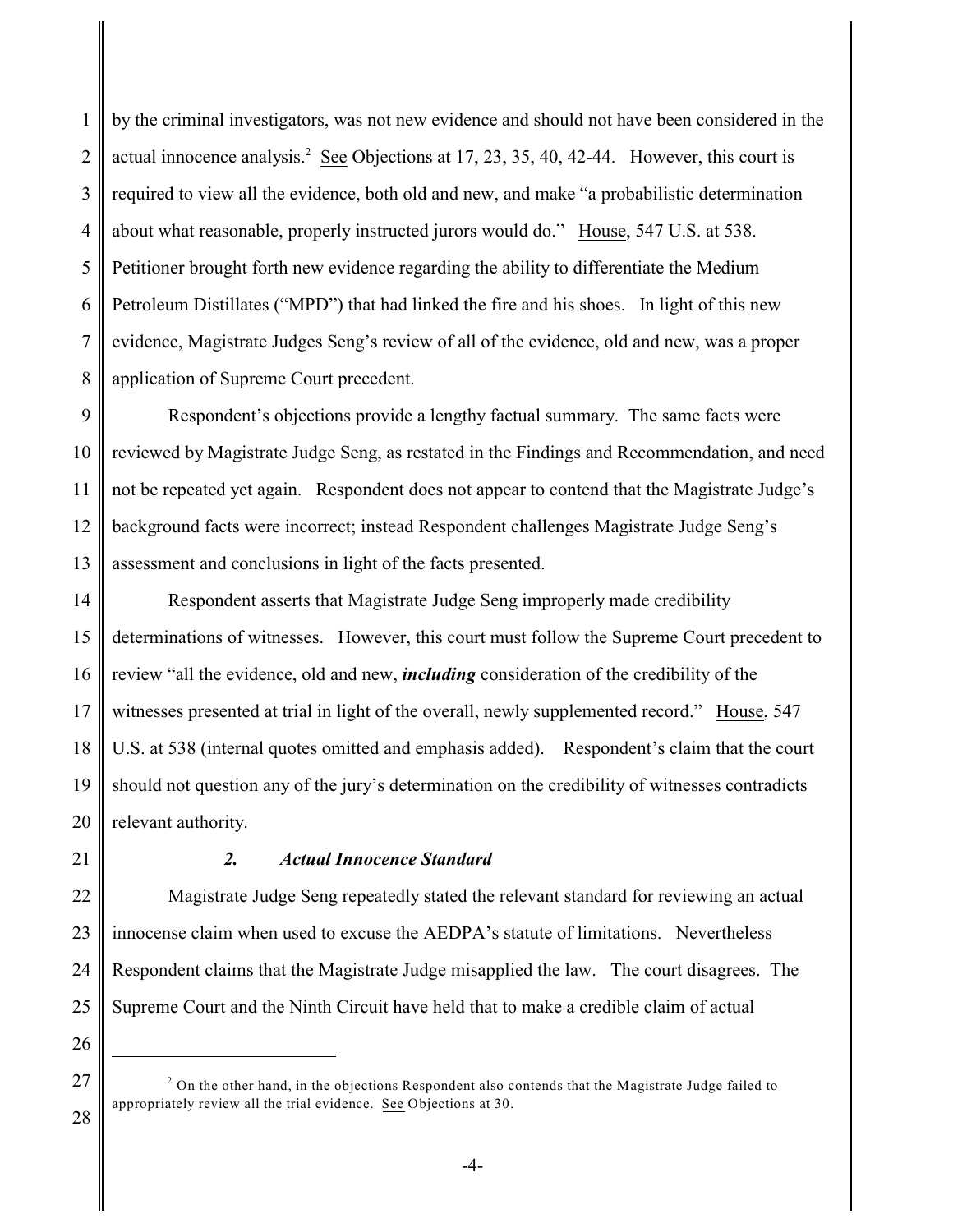by the criminal investigators, was not new evidence and should not have been considered in the actual innocence analysis.[2] See Objections at 17, 23, 35, 40, 42-44. However, this court is required to view all the evidence, both old and new, and make "a probabilistic determination about what reasonable, properly instructed jurors would do." House, 547 U.S. at 538. Petitioner brought forth new evidence regarding the ability to differentiate the Medium Petroleum Distillates ("MPD") that had linked the fire and his shoes. In light of this new evidence, Magistrate Judges Seng's review of all of the evidence, old and new, was a proper application of Supreme Court precedent.

Respondent's objections provide a lengthy factual summary. The same facts were reviewed by Magistrate Judge Seng, as restated in the Findings and Recommendation, and need not be repeated yet again. Respondent does not appear to contend that the Magistrate Judge's background facts were incorrect; instead Respondent challenges Magistrate Judge Seng's assessment and conclusions in light of the facts presented.

Respondent asserts that Magistrate Judge Seng improperly made credibility determinations of witnesses. However, this court must follow the Supreme Court precedent to review "all the evidence, old and new, ***including*** consideration of the credibility of the witnesses presented at trial in light of the overall, newly supplemented record." House, 547 U.S. at 538 (internal quotes omitted and emphasis added). Respondent's claim that the court should not question any of the jury's determination on the credibility of witnesses contradicts relevant authority.

### *2. Actual Innocence Standard*

Magistrate Judge Seng repeatedly stated the relevant standard for reviewing an actual innocense claim when used to excuse the AEDPA's statute of limitations. Nevertheless Respondent claims that the Magistrate Judge misapplied the law. The court disagrees. The Supreme Court and the Ninth Circuit have held that to make a credible claim of actual

---

[2] On the other hand, in the objections Respondent also contends that the Magistrate Judge failed to appropriately review all the trial evidence. See Objections at 30.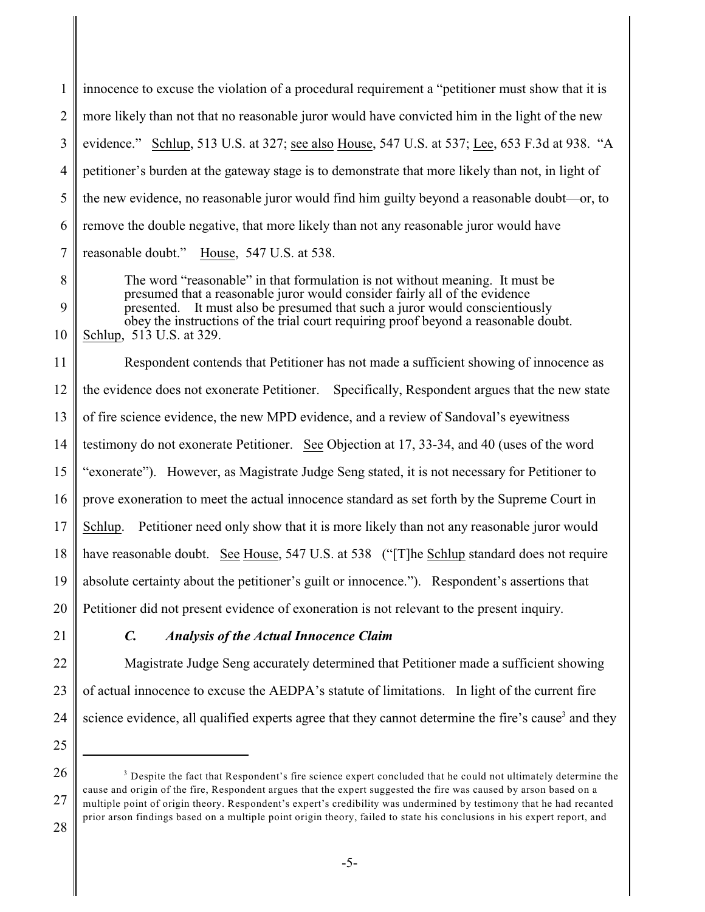innocence to excuse the violation of a procedural requirement a "petitioner must show that it is more likely than not that no reasonable juror would have convicted him in the light of the new evidence." Schlup, 513 U.S. at 327; see also House, 547 U.S. at 537; Lee, 653 F.3d at 938. "A petitioner's burden at the gateway stage is to demonstrate that more likely than not, in light of the new evidence, no reasonable juror would find him guilty beyond a reasonable doubt—or, to remove the double negative, that more likely than not any reasonable juror would have reasonable doubt." House, 547 U.S. at 538.

> The word "reasonable" in that formulation is not without meaning. It must be presumed that a reasonable juror would consider fairly all of the evidence presented. It must also be presumed that such a juror would conscientiously obey the instructions of the trial court requiring proof beyond a reasonable doubt.

Schlup, 513 U.S. at 329.

Respondent contends that Petitioner has not made a sufficient showing of innocence as the evidence does not exonerate Petitioner. Specifically, Respondent argues that the new state of fire science evidence, the new MPD evidence, and a review of Sandoval's eyewitness testimony do not exonerate Petitioner. See Objection at 17, 33-34, and 40 (uses of the word "exonerate"). However, as Magistrate Judge Seng stated, it is not necessary for Petitioner to prove exoneration to meet the actual innocence standard as set forth by the Supreme Court in Schlup. Petitioner need only show that it is more likely than not any reasonable juror would have reasonable doubt. See House, 547 U.S. at 538 ("[T]he Schlup standard does not require absolute certainty about the petitioner's guilt or innocence."). Respondent's assertions that Petitioner did not present evidence of exoneration is not relevant to the present inquiry.

### *C. Analysis of the Actual Innocence Claim*

Magistrate Judge Seng accurately determined that Petitioner made a sufficient showing of actual innocence to excuse the AEDPA's statute of limitations. In light of the current fire science evidence, all qualified experts agree that they cannot determine the fire's cause[3] and they

---

[3] Despite the fact that Respondent's fire science expert concluded that he could not ultimately determine the cause and origin of the fire, Respondent argues that the expert suggested the fire was caused by arson based on a multiple point of origin theory. Respondent's expert's credibility was undermined by testimony that he had recanted prior arson findings based on a multiple point origin theory, failed to state his conclusions in his expert report, and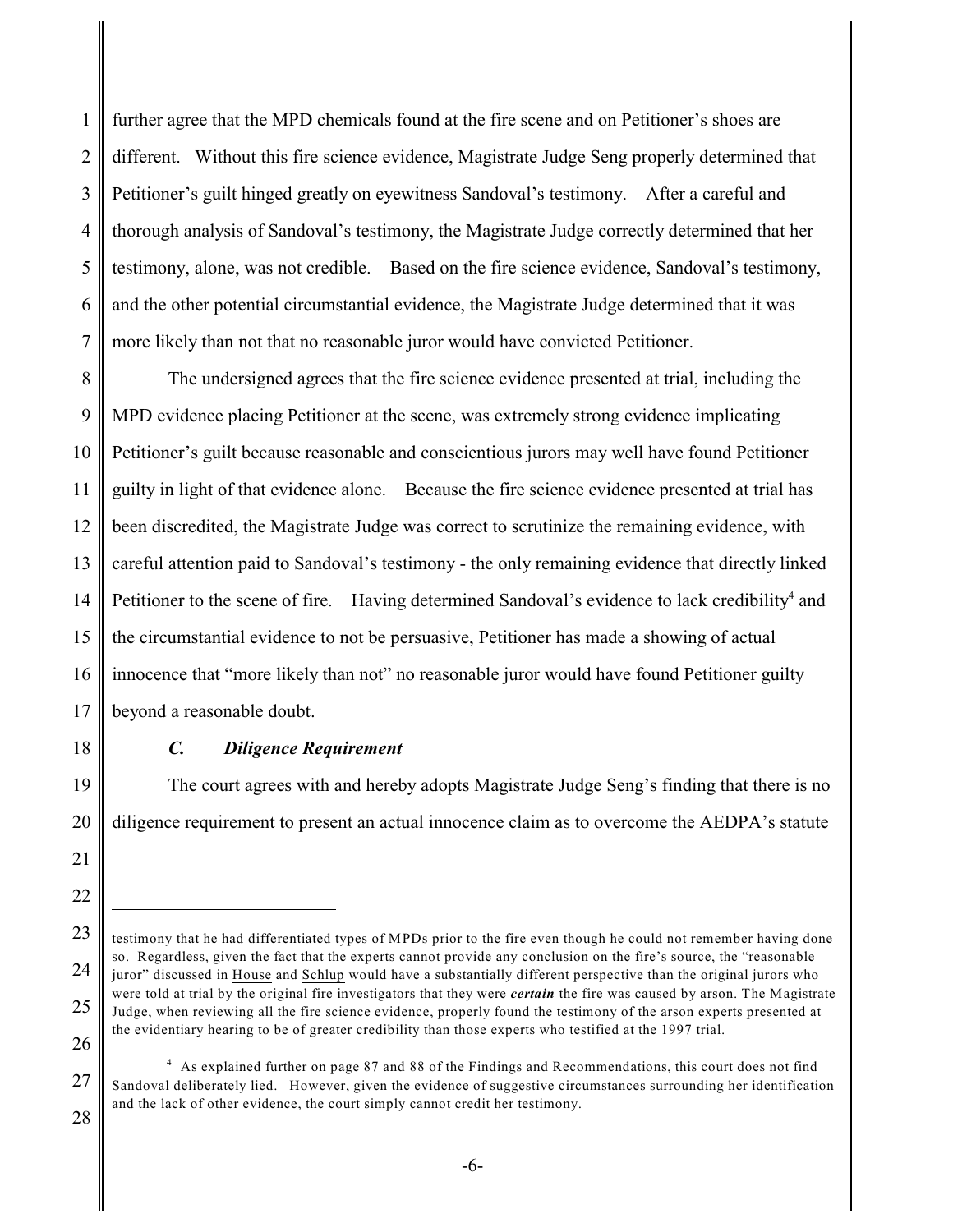further agree that the MPD chemicals found at the fire scene and on Petitioner's shoes are different. Without this fire science evidence, Magistrate Judge Seng properly determined that Petitioner's guilt hinged greatly on eyewitness Sandoval's testimony. After a careful and thorough analysis of Sandoval's testimony, the Magistrate Judge correctly determined that her testimony, alone, was not credible. Based on the fire science evidence, Sandoval's testimony, and the other potential circumstantial evidence, the Magistrate Judge determined that it was more likely than not that no reasonable juror would have convicted Petitioner.

The undersigned agrees that the fire science evidence presented at trial, including the MPD evidence placing Petitioner at the scene, was extremely strong evidence implicating Petitioner's guilt because reasonable and conscientious jurors may well have found Petitioner guilty in light of that evidence alone. Because the fire science evidence presented at trial has been discredited, the Magistrate Judge was correct to scrutinize the remaining evidence, with careful attention paid to Sandoval's testimony - the only remaining evidence that directly linked Petitioner to the scene of fire. Having determined Sandoval's evidence to lack credibility[4] and the circumstantial evidence to not be persuasive, Petitioner has made a showing of actual innocence that "more likely than not" no reasonable juror would have found Petitioner guilty beyond a reasonable doubt.

### *C. Diligence Requirement*

The court agrees with and hereby adopts Magistrate Judge Seng's finding that there is no diligence requirement to present an actual innocence claim as to overcome the AEDPA's statute

---

testimony that he had differentiated types of MPDs prior to the fire even though he could not remember having done so. Regardless, given the fact that the experts cannot provide any conclusion on the fire's source, the "reasonable juror" discussed in House and Schlup would have a substantially different perspective than the original jurors who were told at trial by the original fire investigators that they were ***certain*** the fire was caused by arson. The Magistrate Judge, when reviewing all the fire science evidence, properly found the testimony of the arson experts presented at the evidentiary hearing to be of greater credibility than those experts who testified at the 1997 trial.

[4] As explained further on page 87 and 88 of the Findings and Recommendations, this court does not find Sandoval deliberately lied. However, given the evidence of suggestive circumstances surrounding her identification and the lack of other evidence, the court simply cannot credit her testimony.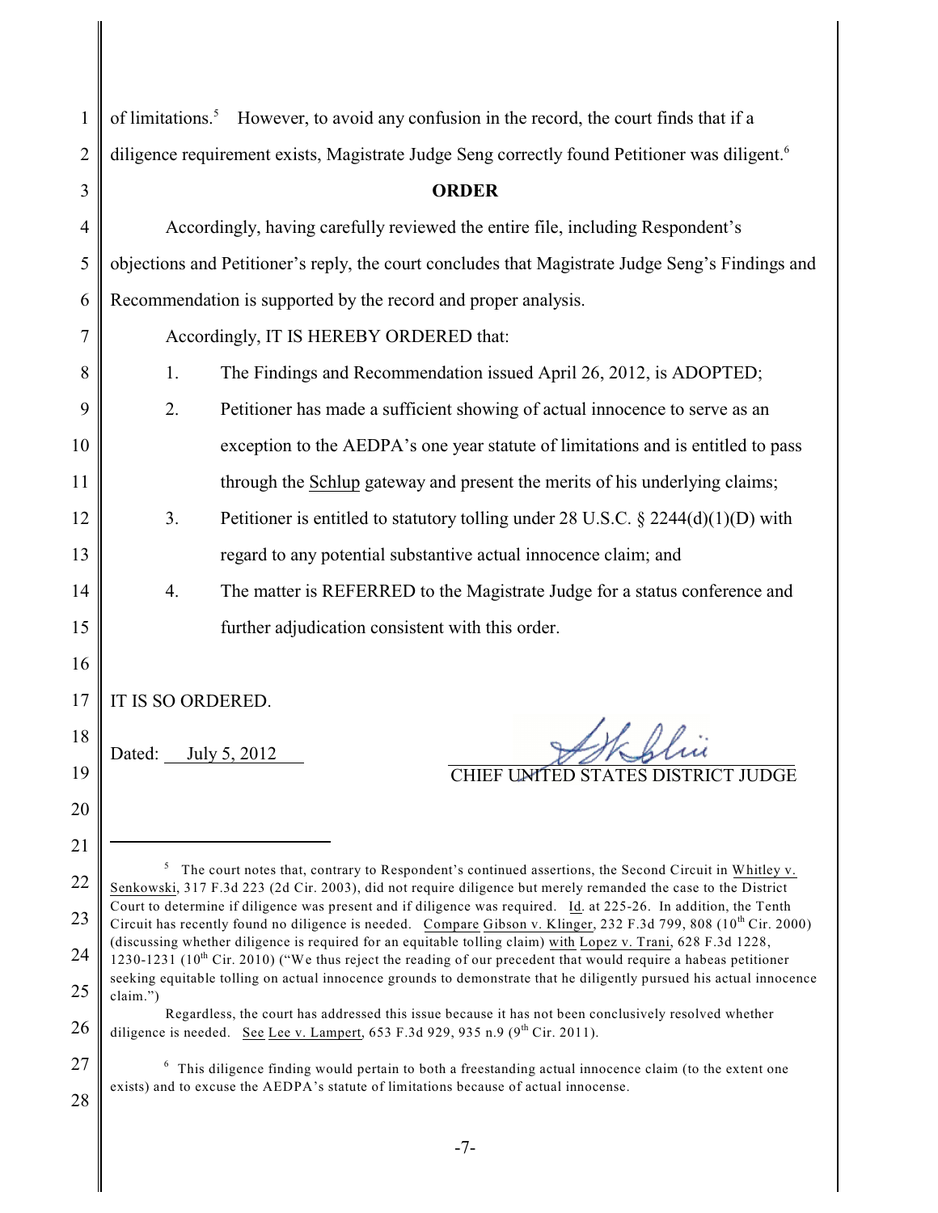of limitations.[5] However, to avoid any confusion in the record, the court finds that if a diligence requirement exists, Magistrate Judge Seng correctly found Petitioner was diligent.[6]

**ORDER**

Accordingly, having carefully reviewed the entire file, including Respondent's objections and Petitioner's reply, the court concludes that Magistrate Judge Seng's Findings and Recommendation is supported by the record and proper analysis.

Accordingly, IT IS HEREBY ORDERED that:

1. The Findings and Recommendation issued April 26, 2012, is ADOPTED;
2. Petitioner has made a sufficient showing of actual innocence to serve as an exception to the AEDPA's one year statute of limitations and is entitled to pass through the Schlup gateway and present the merits of his underlying claims;
3. Petitioner is entitled to statutory tolling under 28 U.S.C. § 2244(d)(1)(D) with regard to any potential substantive actual innocence claim; and
4. The matter is REFERRED to the Magistrate Judge for a status conference and further adjudication consistent with this order.

IT IS SO ORDERED.

Dated: July 5, 2012

CHIEF UNITED STATES DISTRICT JUDGE

---

[5] The court notes that, contrary to Respondent's continued assertions, the Second Circuit in Whitley v. Senkowski, 317 F.3d 223 (2d Cir. 2003), did not require diligence but merely remanded the case to the District Court to determine if diligence was present and if diligence was required. Id. at 225-26. In addition, the Tenth Circuit has recently found no diligence is needed. Compare Gibson v. Klinger, 232 F.3d 799, 808 (10th Cir. 2000) (discussing whether diligence is required for an equitable tolling claim) with Lopez v. Trani, 628 F.3d 1228, 1230-1231 (10th Cir. 2010) ("We thus reject the reading of our precedent that would require a habeas petitioner seeking equitable tolling on actual innocence grounds to demonstrate that he diligently pursued his actual innocence claim.")

Regardless, the court has addressed this issue because it has not been conclusively resolved whether diligence is needed. See Lee v. Lampert, 653 F.3d 929, 935 n.9 (9th Cir. 2011).

[6] This diligence finding would pertain to both a freestanding actual innocence claim (to the extent one exists) and to excuse the AEDPA's statute of limitations because of actual innocence.